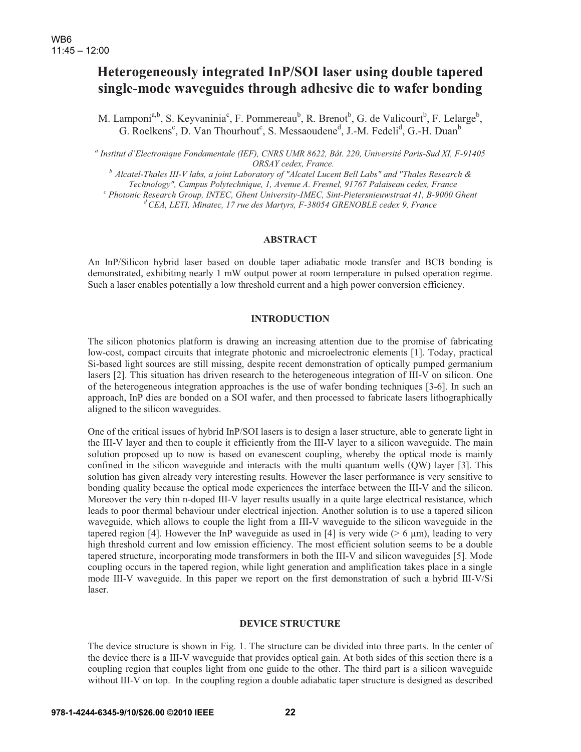# Heterogeneously integrated InP/SOI laser using double tapered single-mode waveguides through adhesive die to wafer bonding

M. Lamponi[a,b], S. Keyvaninia[c], F. Pommereau[b], R. Brenot[b], G. de Valicourt[b], F. Lelarge[b], G. Roelkens[c], D. Van Thourhout[c], S. Messaoudene[d], J.-M. Fedeli[d], G.-H. Duan[b]

[a] *Institut d'Electronique Fondamentale (IEF), CNRS UMR 8622, Bât. 220, Université Paris-Sud XI, F-91405 ORSAY cedex, France.*
[b] *Alcatel-Thales III-V labs, a joint Laboratory of "Alcatel Lucent Bell Labs" and "Thales Research & Technology", Campus Polytechnique, 1, Avenue A. Fresnel, 91767 Palaiseau cedex, France*
[c] *Photonic Research Group, INTEC, Ghent University-IMEC, Sint-Pietersnieuwstraat 41, B-9000 Ghent*
[d] *CEA, LETI, Minatec, 17 rue des Martyrs, F-38054 GRENOBLE cedex 9, France*

## ABSTRACT

An InP/Silicon hybrid laser based on double taper adiabatic mode transfer and BCB bonding is demonstrated, exhibiting nearly 1 mW output power at room temperature in pulsed operation regime. Such a laser enables potentially a low threshold current and a high power conversion efficiency.

## INTRODUCTION

The silicon photonics platform is drawing an increasing attention due to the promise of fabricating low-cost, compact circuits that integrate photonic and microelectronic elements [1]. Today, practical Si-based light sources are still missing, despite recent demonstration of optically pumped germanium lasers [2]. This situation has driven research to the heterogeneous integration of III-V on silicon. One of the heterogeneous integration approaches is the use of wafer bonding techniques [3-6]. In such an approach, InP dies are bonded on a SOI wafer, and then processed to fabricate lasers lithographically aligned to the silicon waveguides.

One of the critical issues of hybrid InP/SOI lasers is to design a laser structure, able to generate light in the III-V layer and then to couple it efficiently from the III-V layer to a silicon waveguide. The main solution proposed up to now is based on evanescent coupling, whereby the optical mode is mainly confined in the silicon waveguide and interacts with the multi quantum wells (QW) layer [3]. This solution has given already very interesting results. However the laser performance is very sensitive to bonding quality because the optical mode experiences the interface between the III-V and the silicon. Moreover the very thin n-doped III-V layer results usually in a quite large electrical resistance, which leads to poor thermal behaviour under electrical injection. Another solution is to use a tapered silicon waveguide, which allows to couple the light from a III-V waveguide to the silicon waveguide in the tapered region [4]. However the InP waveguide as used in [4] is very wide (> 6 μm), leading to very high threshold current and low emission efficiency. The most efficient solution seems to be a double tapered structure, incorporating mode transformers in both the III-V and silicon waveguides [5]. Mode coupling occurs in the tapered region, while light generation and amplification takes place in a single mode III-V waveguide. In this paper we report on the first demonstration of such a hybrid III-V/Si laser.

## DEVICE STRUCTURE

The device structure is shown in Fig. 1. The structure can be divided into three parts. In the center of the device there is a III-V waveguide that provides optical gain. At both sides of this section there is a coupling region that couples light from one guide to the other. The third part is a silicon waveguide without III-V on top. In the coupling region a double adiabatic taper structure is designed as described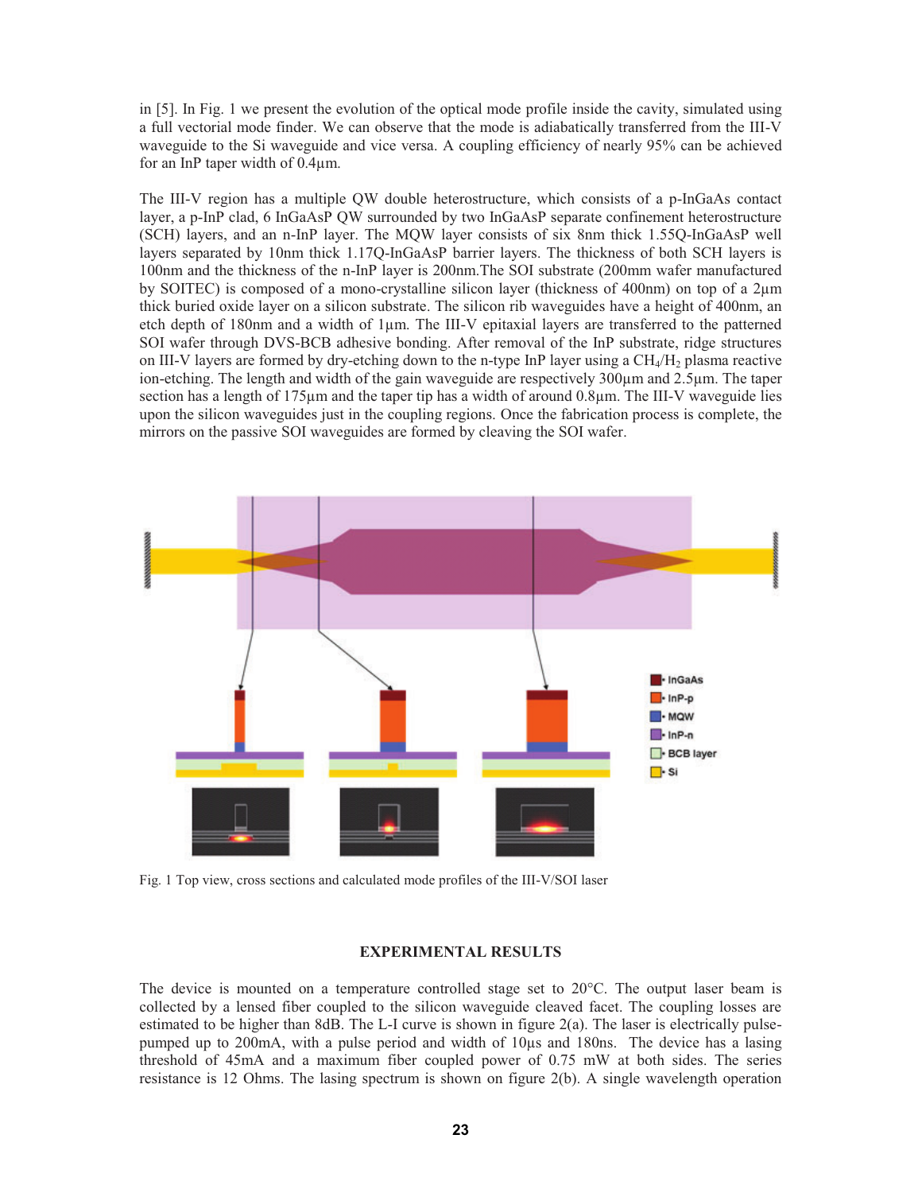in [5]. In Fig. 1 we present the evolution of the optical mode profile inside the cavity, simulated using a full vectorial mode finder. We can observe that the mode is adiabatically transferred from the III-V waveguide to the Si waveguide and vice versa. A coupling efficiency of nearly 95% can be achieved for an InP taper width of 0.4µm.

The III-V region has a multiple QW double heterostructure, which consists of a p-InGaAs contact layer, a p-InP clad, 6 InGaAsP QW surrounded by two InGaAsP separate confinement heterostructure (SCH) layers, and an n-InP layer. The MQW layer consists of six 8nm thick 1.55Q-InGaAsP well layers separated by 10nm thick 1.17Q-InGaAsP barrier layers. The thickness of both SCH layers is 100nm and the thickness of the n-InP layer is 200nm.The SOI substrate (200mm wafer manufactured by SOITEC) is composed of a mono-crystalline silicon layer (thickness of 400nm) on top of a 2µm thick buried oxide layer on a silicon substrate. The silicon rib waveguides have a height of 400nm, an etch depth of 180nm and a width of 1µm. The III-V epitaxial layers are transferred to the patterned SOI wafer through DVS-BCB adhesive bonding. After removal of the InP substrate, ridge structures on III-V layers are formed by dry-etching down to the n-type InP layer using a $CH_4/H_2$ plasma reactive ion-etching. The length and width of the gain waveguide are respectively 300µm and 2.5µm. The taper section has a length of 175µm and the taper tip has a width of around 0.8µm. The III-V waveguide lies upon the silicon waveguides just in the coupling regions. Once the fabrication process is complete, the mirrors on the passive SOI waveguides are formed by cleaving the SOI wafer.

Fig. 1 Top view, cross sections and calculated mode profiles of the III-V/SOI laser

## EXPERIMENTAL RESULTS

The device is mounted on a temperature controlled stage set to 20°C. The output laser beam is collected by a lensed fiber coupled to the silicon waveguide cleaved facet. The coupling losses are estimated to be higher than 8dB. The L-I curve is shown in figure 2(a). The laser is electrically pulse-pumped up to 200mA, with a pulse period and width of 10µs and 180ns. The device has a lasing threshold of 45mA and a maximum fiber coupled power of 0.75 mW at both sides. The series resistance is 12 Ohms. The lasing spectrum is shown on figure 2(b). A single wavelength operation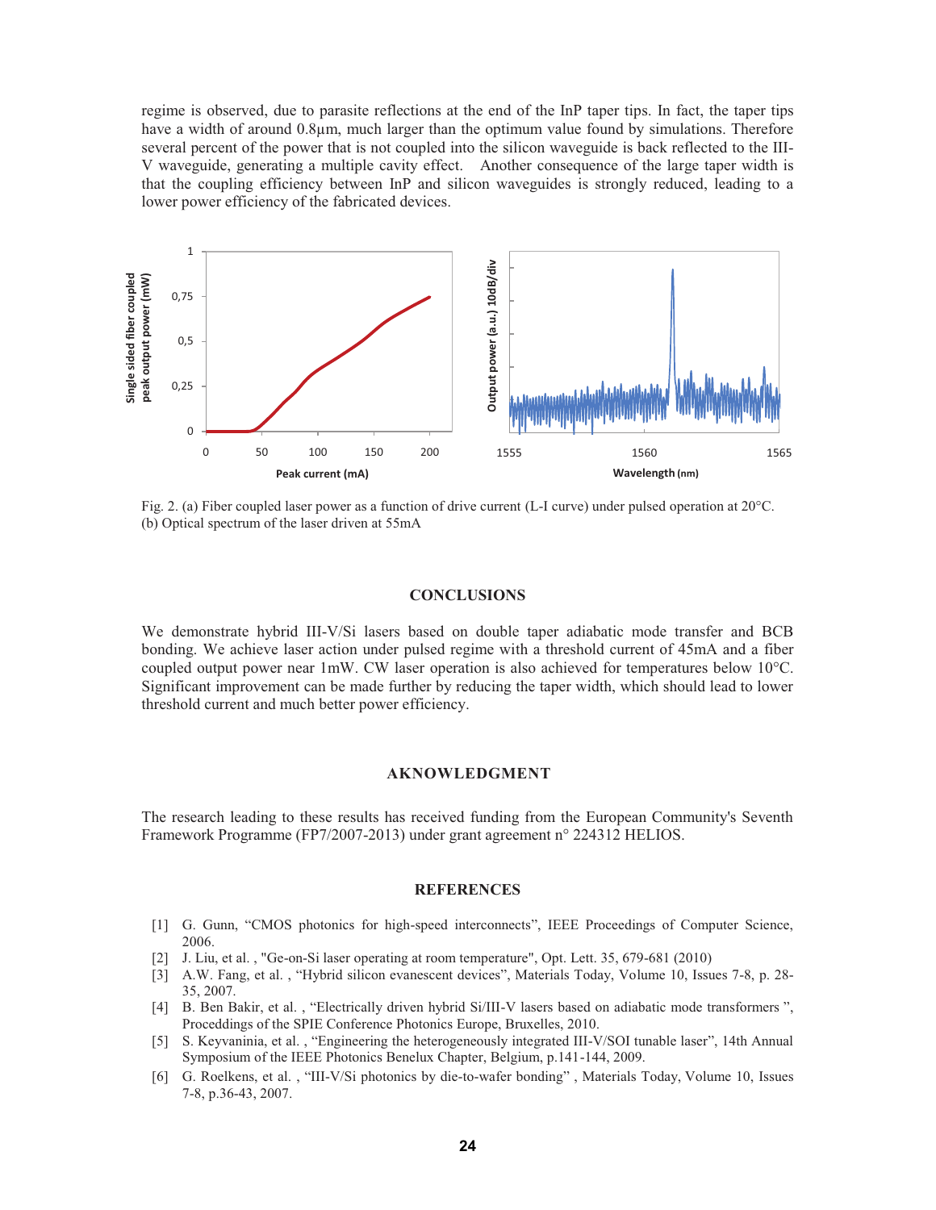regime is observed, due to parasite reflections at the end of the InP taper tips. In fact, the taper tips have a width of around 0.8µm, much larger than the optimum value found by simulations. Therefore several percent of the power that is not coupled into the silicon waveguide is back reflected to the III-V waveguide, generating a multiple cavity effect. Another consequence of the large taper width is that the coupling efficiency between InP and silicon waveguides is strongly reduced, leading to a lower power efficiency of the fabricated devices.

Single sided fiber coupled peak output power (mW)

1

0,75

0,5

0,25

0

0

50

100

150

200

Peak current (mA)

Output power (a.u.) 10dB/div

1555

1560

1565

Wavelength (nm)

Fig. 2. (a) Fiber coupled laser power as a function of drive current (L-I curve) under pulsed operation at 20°C. (b) Optical spectrum of the laser driven at 55mA

## CONCLUSIONS

We demonstrate hybrid III-V/Si lasers based on double taper adiabatic mode transfer and BCB bonding. We achieve laser action under pulsed regime with a threshold current of 45mA and a fiber coupled output power near 1mW. CW laser operation is also achieved for temperatures below 10°C. Significant improvement can be made further by reducing the taper width, which should lead to lower threshold current and much better power efficiency.

## AKNOWLEDGMENT

The research leading to these results has received funding from the European Community's Seventh Framework Programme (FP7/2007-2013) under grant agreement n° 224312 HELIOS.

## REFERENCES

[1] G. Gunn, "CMOS photonics for high-speed interconnects", IEEE Proceedings of Computer Science, 2006.

[2] J. Liu, et al. , "Ge-on-Si laser operating at room temperature", Opt. Lett. 35, 679-681 (2010)

[3] A.W. Fang, et al. , "Hybrid silicon evanescent devices", Materials Today, Volume 10, Issues 7-8, p. 28-35, 2007.

[4] B. Ben Bakir, et al. , "Electrically driven hybrid Si/III-V lasers based on adiabatic mode transformers ", Proceddings of the SPIE Conference Photonics Europe, Bruxelles, 2010.

[5] S. Keyvaninia, et al. , "Engineering the heterogeneously integrated III-V/SOI tunable laser", 14th Annual Symposium of the IEEE Photonics Benelux Chapter, Belgium, p.141-144, 2009.

[6] G. Roelkens, et al. , "III-V/Si photonics by die-to-wafer bonding" , Materials Today, Volume 10, Issues 7-8, p.36-43, 2007.